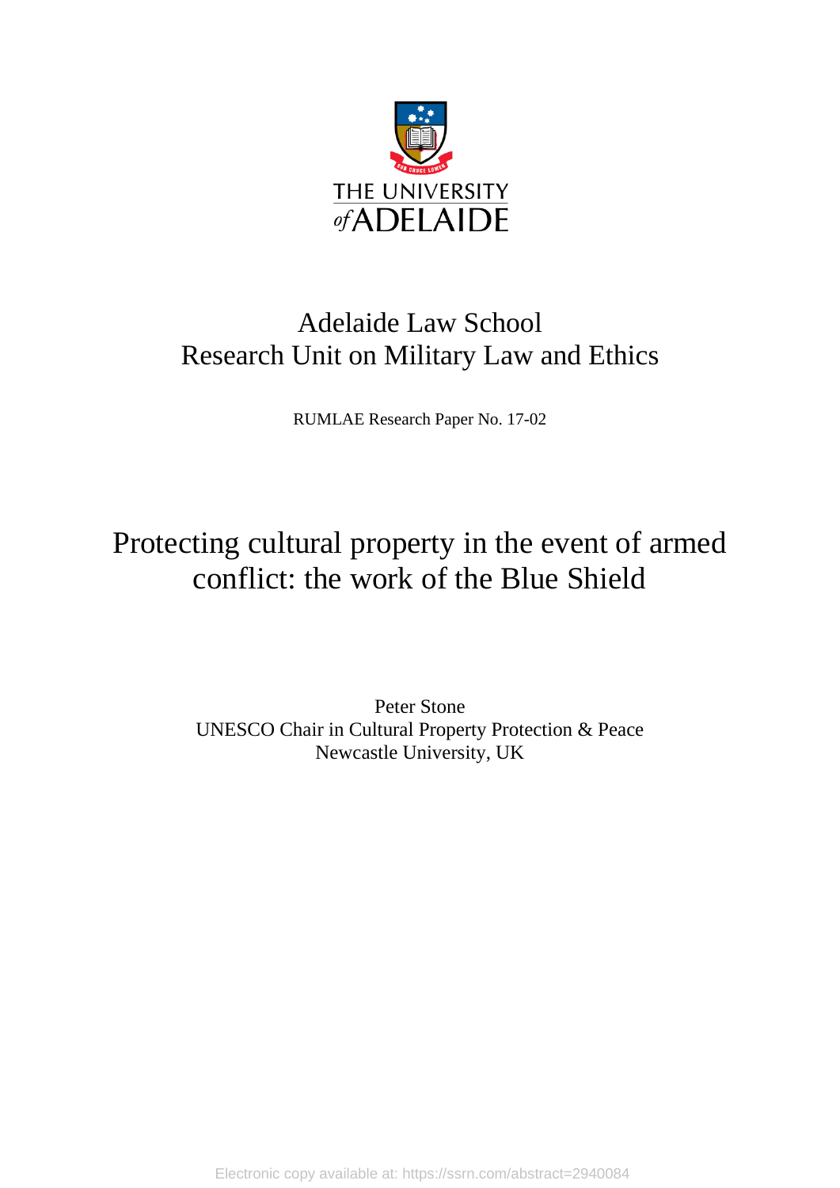THE UNIVERSITY *of* ADELAIDE

# Adelaide Law School
# Research Unit on Military Law and Ethics

RUMLAE Research Paper No. 17-02

# Protecting cultural property in the event of armed conflict: the work of the Blue Shield

Peter Stone
UNESCO Chair in Cultural Property Protection & Peace
Newcastle University, UK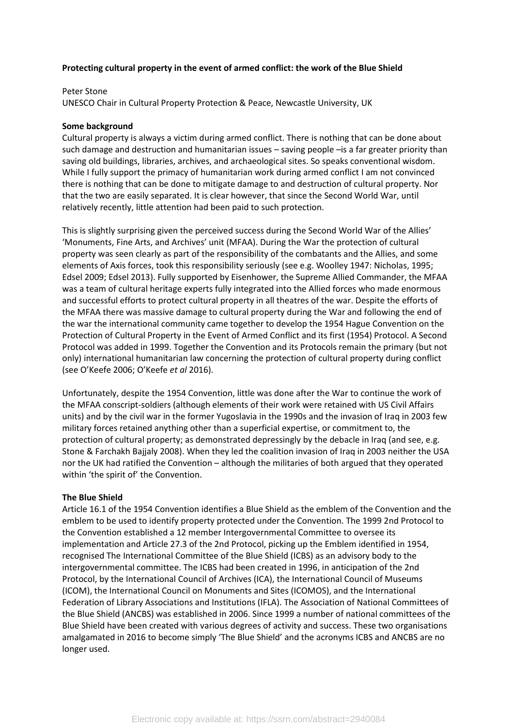**Protecting cultural property in the event of armed conflict: the work of the Blue Shield**

Peter Stone
UNESCO Chair in Cultural Property Protection & Peace, Newcastle University, UK

**Some background**

Cultural property is always a victim during armed conflict. There is nothing that can be done about such damage and destruction and humanitarian issues – saving people –is a far greater priority than saving old buildings, libraries, archives, and archaeological sites. So speaks conventional wisdom. While I fully support the primacy of humanitarian work during armed conflict I am not convinced there is nothing that can be done to mitigate damage to and destruction of cultural property. Nor that the two are easily separated. It is clear however, that since the Second World War, until relatively recently, little attention had been paid to such protection.

This is slightly surprising given the perceived success during the Second World War of the Allies' 'Monuments, Fine Arts, and Archives' unit (MFAA). During the War the protection of cultural property was seen clearly as part of the responsibility of the combatants and the Allies, and some elements of Axis forces, took this responsibility seriously (see e.g. Woolley 1947: Nicholas, 1995; Edsel 2009; Edsel 2013). Fully supported by Eisenhower, the Supreme Allied Commander, the MFAA was a team of cultural heritage experts fully integrated into the Allied forces who made enormous and successful efforts to protect cultural property in all theatres of the war. Despite the efforts of the MFAA there was massive damage to cultural property during the War and following the end of the war the international community came together to develop the 1954 Hague Convention on the Protection of Cultural Property in the Event of Armed Conflict and its first (1954) Protocol. A Second Protocol was added in 1999. Together the Convention and its Protocols remain the primary (but not only) international humanitarian law concerning the protection of cultural property during conflict (see O'Keefe 2006; O'Keefe *et al* 2016).

Unfortunately, despite the 1954 Convention, little was done after the War to continue the work of the MFAA conscript-soldiers (although elements of their work were retained with US Civil Affairs units) and by the civil war in the former Yugoslavia in the 1990s and the invasion of Iraq in 2003 few military forces retained anything other than a superficial expertise, or commitment to, the protection of cultural property; as demonstrated depressingly by the debacle in Iraq (and see, e.g. Stone & Farchakh Bajjaly 2008). When they led the coalition invasion of Iraq in 2003 neither the USA nor the UK had ratified the Convention – although the militaries of both argued that they operated within 'the spirit of' the Convention.

**The Blue Shield**

Article 16.1 of the 1954 Convention identifies a Blue Shield as the emblem of the Convention and the emblem to be used to identify property protected under the Convention. The 1999 2nd Protocol to the Convention established a 12 member Intergovernmental Committee to oversee its implementation and Article 27.3 of the 2nd Protocol, picking up the Emblem identified in 1954, recognised The International Committee of the Blue Shield (ICBS) as an advisory body to the intergovernmental committee. The ICBS had been created in 1996, in anticipation of the 2nd Protocol, by the International Council of Archives (ICA), the International Council of Museums (ICOM), the International Council on Monuments and Sites (ICOMOS), and the International Federation of Library Associations and Institutions (IFLA). The Association of National Committees of the Blue Shield (ANCBS) was established in 2006. Since 1999 a number of national committees of the Blue Shield have been created with various degrees of activity and success. These two organisations amalgamated in 2016 to become simply 'The Blue Shield' and the acronyms ICBS and ANCBS are no longer used.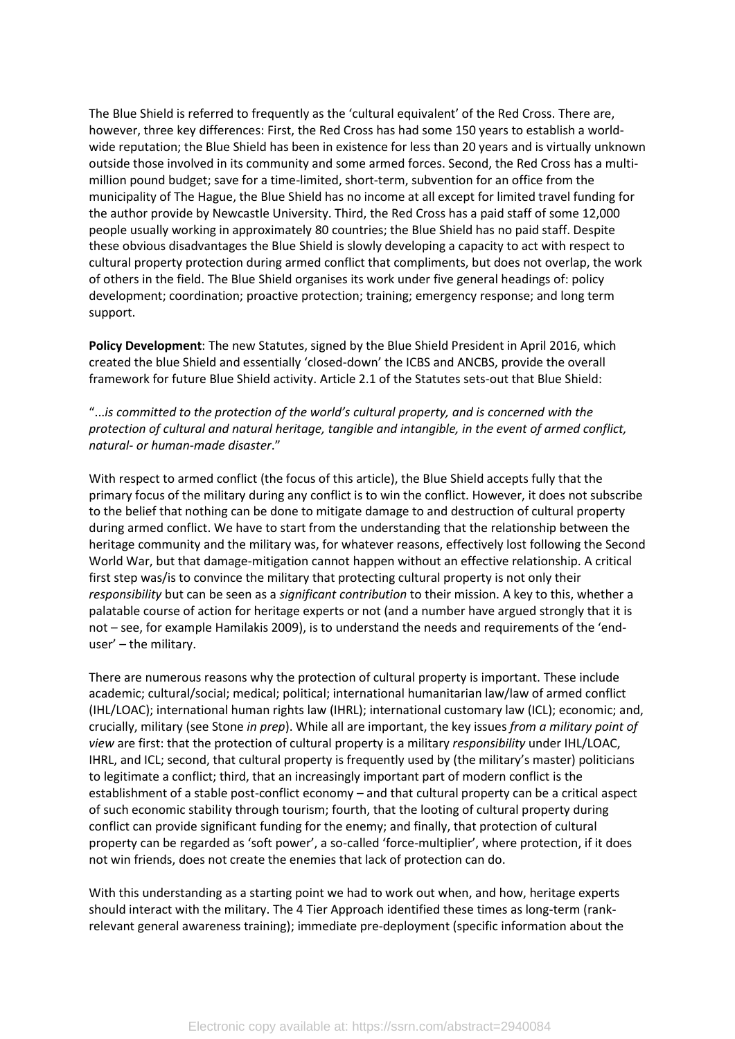The Blue Shield is referred to frequently as the 'cultural equivalent' of the Red Cross. There are, however, three key differences: First, the Red Cross has had some 150 years to establish a world-wide reputation; the Blue Shield has been in existence for less than 20 years and is virtually unknown outside those involved in its community and some armed forces. Second, the Red Cross has a multi-million pound budget; save for a time-limited, short-term, subvention for an office from the municipality of The Hague, the Blue Shield has no income at all except for limited travel funding for the author provide by Newcastle University. Third, the Red Cross has a paid staff of some 12,000 people usually working in approximately 80 countries; the Blue Shield has no paid staff. Despite these obvious disadvantages the Blue Shield is slowly developing a capacity to act with respect to cultural property protection during armed conflict that compliments, but does not overlap, the work of others in the field. The Blue Shield organises its work under five general headings of: policy development; coordination; proactive protection; training; emergency response; and long term support.

**Policy Development**: The new Statutes, signed by the Blue Shield President in April 2016, which created the blue Shield and essentially 'closed-down' the ICBS and ANCBS, provide the overall framework for future Blue Shield activity. Article 2.1 of the Statutes sets-out that Blue Shield:

"...*is committed to the protection of the world's cultural property, and is concerned with the protection of cultural and natural heritage, tangible and intangible, in the event of armed conflict, natural- or human-made disaster*."

With respect to armed conflict (the focus of this article), the Blue Shield accepts fully that the primary focus of the military during any conflict is to win the conflict. However, it does not subscribe to the belief that nothing can be done to mitigate damage to and destruction of cultural property during armed conflict. We have to start from the understanding that the relationship between the heritage community and the military was, for whatever reasons, effectively lost following the Second World War, but that damage-mitigation cannot happen without an effective relationship. A critical first step was/is to convince the military that protecting cultural property is not only their *responsibility* but can be seen as a *significant contribution* to their mission. A key to this, whether a palatable course of action for heritage experts or not (and a number have argued strongly that it is not – see, for example Hamilakis 2009), is to understand the needs and requirements of the 'end-user' – the military.

There are numerous reasons why the protection of cultural property is important. These include academic; cultural/social; medical; political; international humanitarian law/law of armed conflict (IHL/LOAC); international human rights law (IHRL); international customary law (ICL); economic; and, crucially, military (see Stone *in prep*). While all are important, the key issues *from a military point of view* are first: that the protection of cultural property is a military *responsibility* under IHL/LOAC, IHRL, and ICL; second, that cultural property is frequently used by (the military's master) politicians to legitimate a conflict; third, that an increasingly important part of modern conflict is the establishment of a stable post-conflict economy – and that cultural property can be a critical aspect of such economic stability through tourism; fourth, that the looting of cultural property during conflict can provide significant funding for the enemy; and finally, that protection of cultural property can be regarded as 'soft power', a so-called 'force-multiplier', where protection, if it does not win friends, does not create the enemies that lack of protection can do.

With this understanding as a starting point we had to work out when, and how, heritage experts should interact with the military. The 4 Tier Approach identified these times as long-term (rank-relevant general awareness training); immediate pre-deployment (specific information about the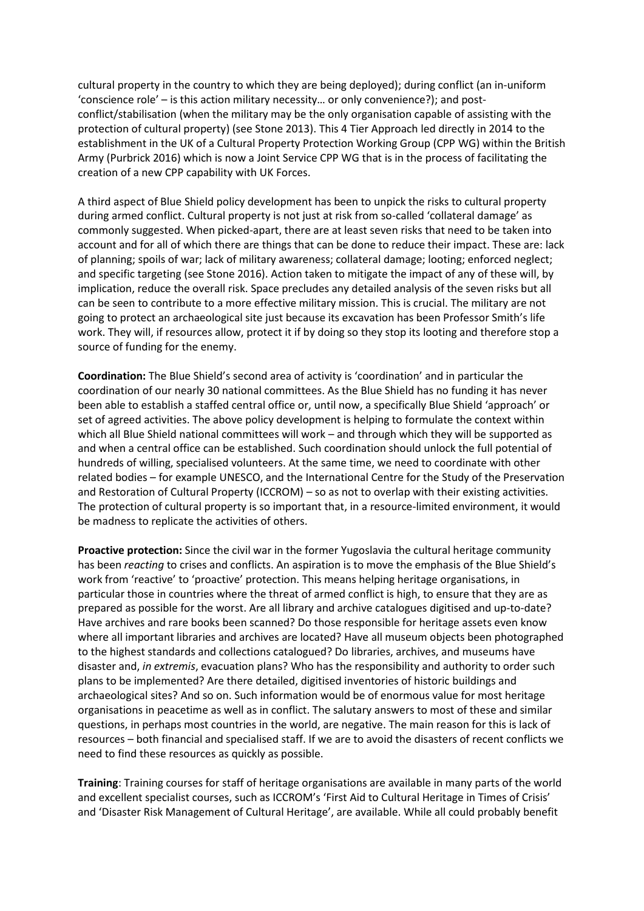cultural property in the country to which they are being deployed); during conflict (an in-uniform 'conscience role' – is this action military necessity… or only convenience?); and post-conflict/stabilisation (when the military may be the only organisation capable of assisting with the protection of cultural property) (see Stone 2013). This 4 Tier Approach led directly in 2014 to the establishment in the UK of a Cultural Property Protection Working Group (CPP WG) within the British Army (Purbrick 2016) which is now a Joint Service CPP WG that is in the process of facilitating the creation of a new CPP capability with UK Forces.

A third aspect of Blue Shield policy development has been to unpick the risks to cultural property during armed conflict. Cultural property is not just at risk from so-called 'collateral damage' as commonly suggested. When picked-apart, there are at least seven risks that need to be taken into account and for all of which there are things that can be done to reduce their impact. These are: lack of planning; spoils of war; lack of military awareness; collateral damage; looting; enforced neglect; and specific targeting (see Stone 2016). Action taken to mitigate the impact of any of these will, by implication, reduce the overall risk. Space precludes any detailed analysis of the seven risks but all can be seen to contribute to a more effective military mission. This is crucial. The military are not going to protect an archaeological site just because its excavation has been Professor Smith's life work. They will, if resources allow, protect it if by doing so they stop its looting and therefore stop a source of funding for the enemy.

**Coordination:** The Blue Shield's second area of activity is 'coordination' and in particular the coordination of our nearly 30 national committees. As the Blue Shield has no funding it has never been able to establish a staffed central office or, until now, a specifically Blue Shield 'approach' or set of agreed activities. The above policy development is helping to formulate the context within which all Blue Shield national committees will work – and through which they will be supported as and when a central office can be established. Such coordination should unlock the full potential of hundreds of willing, specialised volunteers. At the same time, we need to coordinate with other related bodies – for example UNESCO, and the International Centre for the Study of the Preservation and Restoration of Cultural Property (ICCROM) – so as not to overlap with their existing activities. The protection of cultural property is so important that, in a resource-limited environment, it would be madness to replicate the activities of others.

**Proactive protection:** Since the civil war in the former Yugoslavia the cultural heritage community has been *reacting* to crises and conflicts. An aspiration is to move the emphasis of the Blue Shield's work from 'reactive' to 'proactive' protection. This means helping heritage organisations, in particular those in countries where the threat of armed conflict is high, to ensure that they are as prepared as possible for the worst. Are all library and archive catalogues digitised and up-to-date? Have archives and rare books been scanned? Do those responsible for heritage assets even know where all important libraries and archives are located? Have all museum objects been photographed to the highest standards and collections catalogued? Do libraries, archives, and museums have disaster and, *in extremis*, evacuation plans? Who has the responsibility and authority to order such plans to be implemented? Are there detailed, digitised inventories of historic buildings and archaeological sites? And so on. Such information would be of enormous value for most heritage organisations in peacetime as well as in conflict. The salutary answers to most of these and similar questions, in perhaps most countries in the world, are negative. The main reason for this is lack of resources – both financial and specialised staff. If we are to avoid the disasters of recent conflicts we need to find these resources as quickly as possible.

**Training**: Training courses for staff of heritage organisations are available in many parts of the world and excellent specialist courses, such as ICCROM's 'First Aid to Cultural Heritage in Times of Crisis' and 'Disaster Risk Management of Cultural Heritage', are available. While all could probably benefit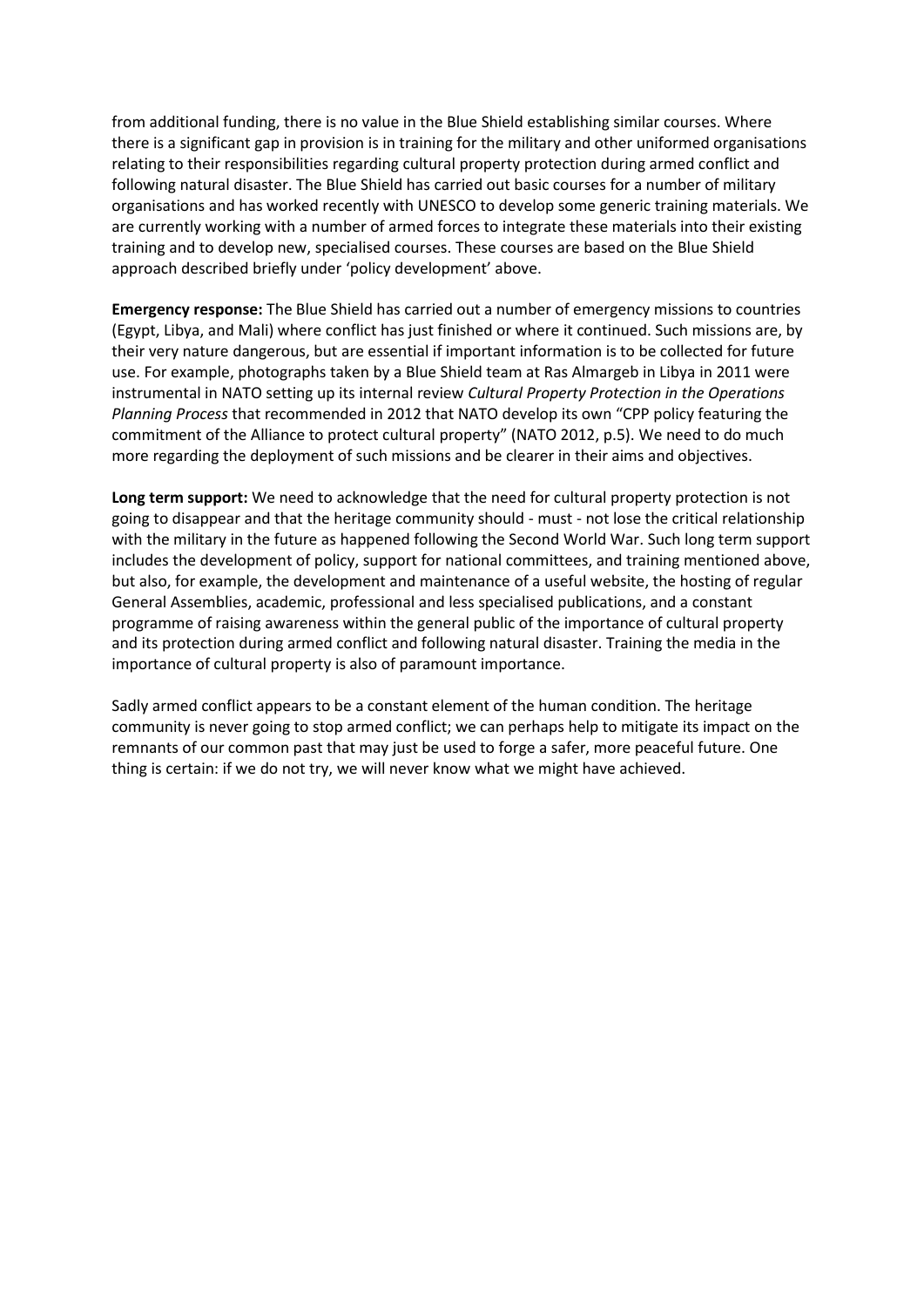from additional funding, there is no value in the Blue Shield establishing similar courses. Where there is a significant gap in provision is in training for the military and other uniformed organisations relating to their responsibilities regarding cultural property protection during armed conflict and following natural disaster. The Blue Shield has carried out basic courses for a number of military organisations and has worked recently with UNESCO to develop some generic training materials. We are currently working with a number of armed forces to integrate these materials into their existing training and to develop new, specialised courses. These courses are based on the Blue Shield approach described briefly under 'policy development' above.

**Emergency response:** The Blue Shield has carried out a number of emergency missions to countries (Egypt, Libya, and Mali) where conflict has just finished or where it continued. Such missions are, by their very nature dangerous, but are essential if important information is to be collected for future use. For example, photographs taken by a Blue Shield team at Ras Almargeb in Libya in 2011 were instrumental in NATO setting up its internal review *Cultural Property Protection in the Operations Planning Process* that recommended in 2012 that NATO develop its own "CPP policy featuring the commitment of the Alliance to protect cultural property" (NATO 2012, p.5). We need to do much more regarding the deployment of such missions and be clearer in their aims and objectives.

**Long term support:** We need to acknowledge that the need for cultural property protection is not going to disappear and that the heritage community should - must - not lose the critical relationship with the military in the future as happened following the Second World War. Such long term support includes the development of policy, support for national committees, and training mentioned above, but also, for example, the development and maintenance of a useful website, the hosting of regular General Assemblies, academic, professional and less specialised publications, and a constant programme of raising awareness within the general public of the importance of cultural property and its protection during armed conflict and following natural disaster. Training the media in the importance of cultural property is also of paramount importance.

Sadly armed conflict appears to be a constant element of the human condition. The heritage community is never going to stop armed conflict; we can perhaps help to mitigate its impact on the remnants of our common past that may just be used to forge a safer, more peaceful future. One thing is certain: if we do not try, we will never know what we might have achieved.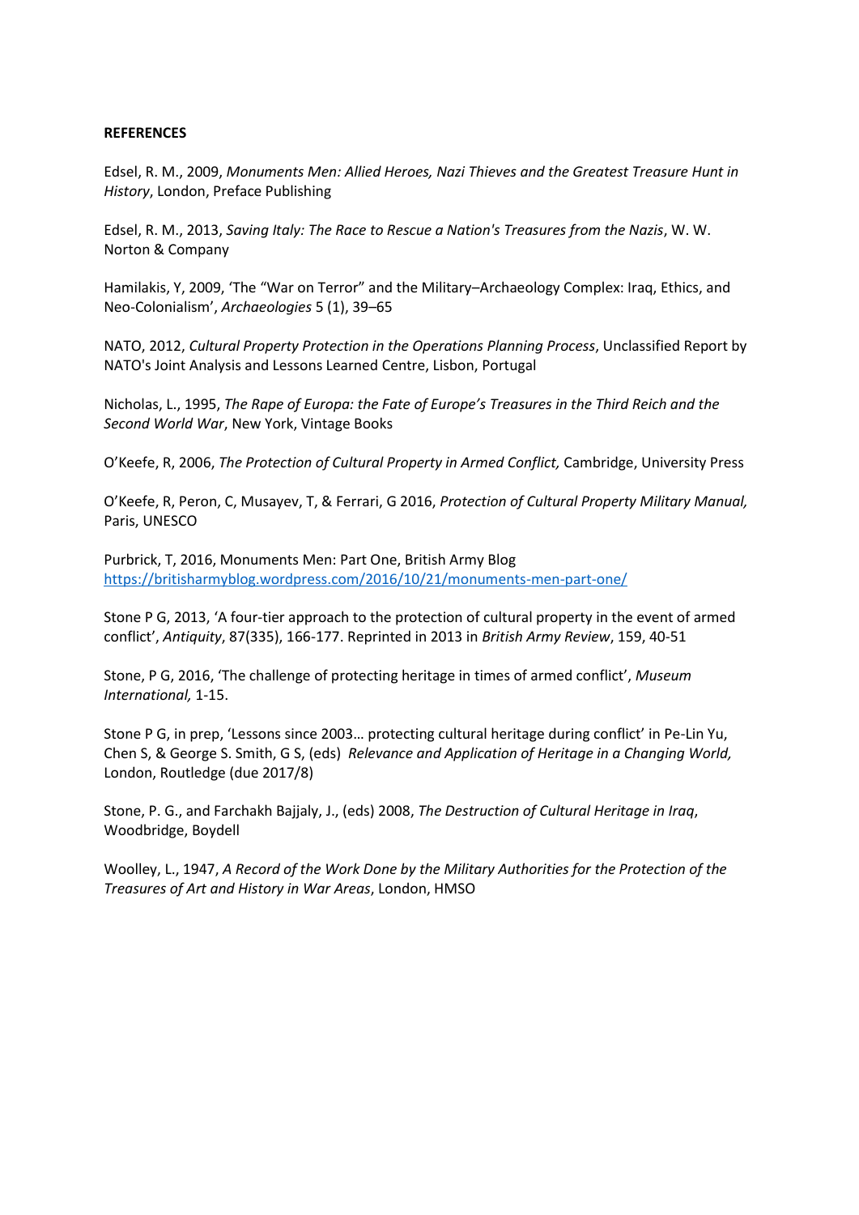**REFERENCES**

Edsel, R. M., 2009, *Monuments Men: Allied Heroes, Nazi Thieves and the Greatest Treasure Hunt in History*, London, Preface Publishing

Edsel, R. M., 2013, *Saving Italy: The Race to Rescue a Nation's Treasures from the Nazis*, W. W. Norton & Company

Hamilakis, Y, 2009, 'The "War on Terror" and the Military–Archaeology Complex: Iraq, Ethics, and Neo-Colonialism', *Archaeologies* 5 (1), 39–65

NATO, 2012, *Cultural Property Protection in the Operations Planning Process*, Unclassified Report by NATO's Joint Analysis and Lessons Learned Centre, Lisbon, Portugal

Nicholas, L., 1995, *The Rape of Europa: the Fate of Europe's Treasures in the Third Reich and the Second World War*, New York, Vintage Books

O'Keefe, R, 2006, *The Protection of Cultural Property in Armed Conflict,* Cambridge, University Press

O'Keefe, R, Peron, C, Musayev, T, & Ferrari, G 2016, *Protection of Cultural Property Military Manual,* Paris, UNESCO

Purbrick, T, 2016, Monuments Men: Part One, British Army Blog https://britisharmyblog.wordpress.com/2016/10/21/monuments-men-part-one/

Stone P G, 2013, 'A four-tier approach to the protection of cultural property in the event of armed conflict', *Antiquity*, 87(335), 166-177. Reprinted in 2013 in *British Army Review*, 159, 40-51

Stone, P G, 2016, 'The challenge of protecting heritage in times of armed conflict', *Museum International,* 1-15.

Stone P G, in prep, 'Lessons since 2003… protecting cultural heritage during conflict' in Pe-Lin Yu, Chen S, & George S. Smith, G S, (eds) *Relevance and Application of Heritage in a Changing World,* London, Routledge (due 2017/8)

Stone, P. G., and Farchakh Bajjaly, J., (eds) 2008, *The Destruction of Cultural Heritage in Iraq*, Woodbridge, Boydell

Woolley, L., 1947, *A Record of the Work Done by the Military Authorities for the Protection of the Treasures of Art and History in War Areas*, London, HMSO